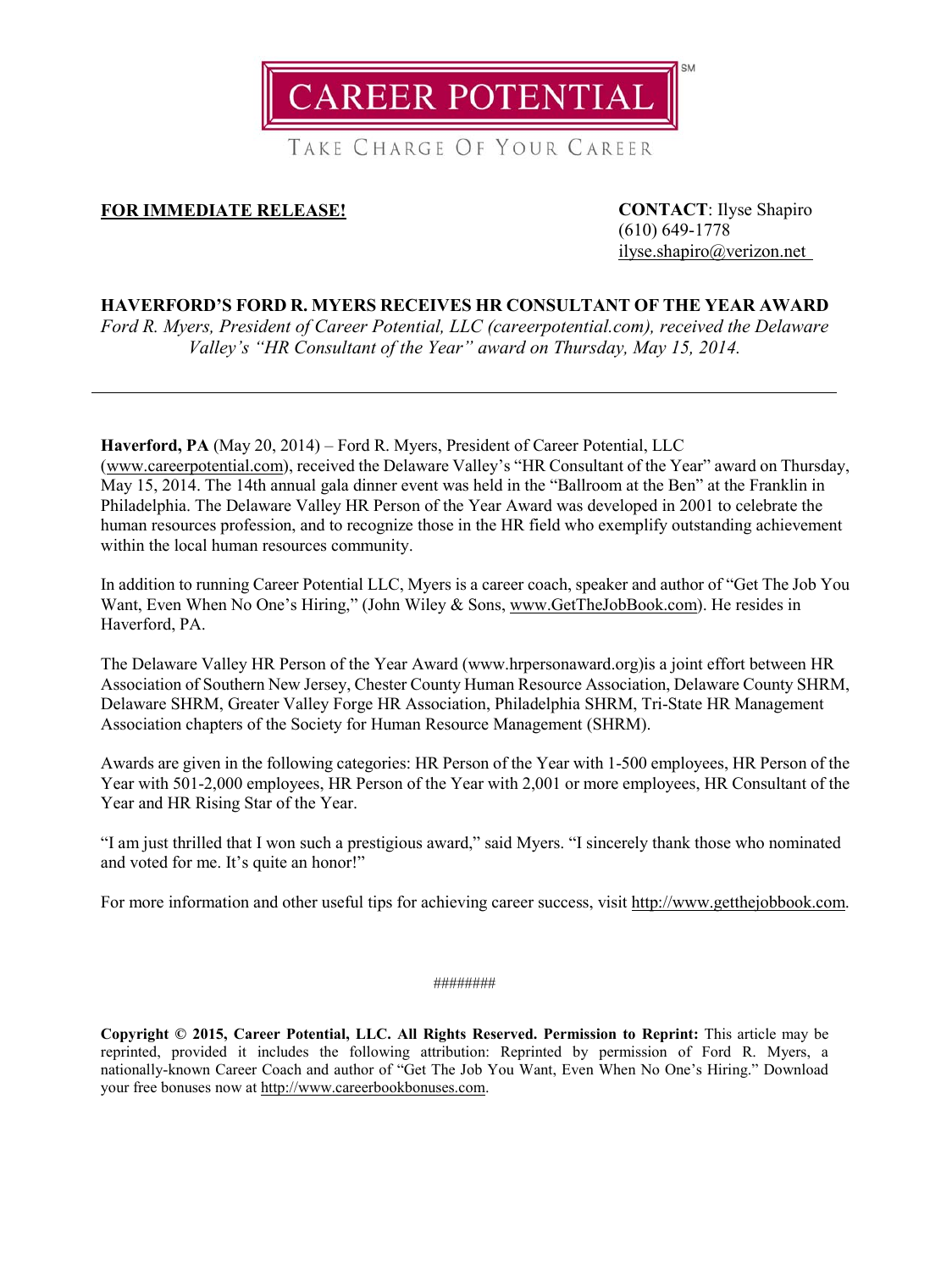# CAREER POTENTIAL[SM]

TAKE CHARGE OF YOUR CAREER

**FOR IMMEDIATE RELEASE!**

**CONTACT**: Ilyse Shapiro
(610) 649-1778
ilyse.shapiro@verizon.net

## HAVERFORD'S FORD R. MYERS RECEIVES HR CONSULTANT OF THE YEAR AWARD

*Ford R. Myers, President of Career Potential, LLC (careerpotential.com), received the Delaware Valley's "HR Consultant of the Year" award on Thursday, May 15, 2014.*

---

**Haverford, PA** (May 20, 2014) – Ford R. Myers, President of Career Potential, LLC (www.careerpotential.com), received the Delaware Valley's "HR Consultant of the Year" award on Thursday, May 15, 2014. The 14th annual gala dinner event was held in the "Ballroom at the Ben" at the Franklin in Philadelphia. The Delaware Valley HR Person of the Year Award was developed in 2001 to celebrate the human resources profession, and to recognize those in the HR field who exemplify outstanding achievement within the local human resources community.

In addition to running Career Potential LLC, Myers is a career coach, speaker and author of "Get The Job You Want, Even When No One's Hiring," (John Wiley & Sons, www.GetTheJobBook.com). He resides in Haverford, PA.

The Delaware Valley HR Person of the Year Award (www.hrpersonaward.org)is a joint effort between HR Association of Southern New Jersey, Chester County Human Resource Association, Delaware County SHRM, Delaware SHRM, Greater Valley Forge HR Association, Philadelphia SHRM, Tri-State HR Management Association chapters of the Society for Human Resource Management (SHRM).

Awards are given in the following categories: HR Person of the Year with 1-500 employees, HR Person of the Year with 501-2,000 employees, HR Person of the Year with 2,001 or more employees, HR Consultant of the Year and HR Rising Star of the Year.

"I am just thrilled that I won such a prestigious award," said Myers. "I sincerely thank those who nominated and voted for me. It's quite an honor!"

For more information and other useful tips for achieving career success, visit http://www.getthejobbook.com.

########

**Copyright © 2015, Career Potential, LLC. All Rights Reserved. Permission to Reprint:** This article may be reprinted, provided it includes the following attribution: Reprinted by permission of Ford R. Myers, a nationally-known Career Coach and author of "Get The Job You Want, Even When No One's Hiring." Download your free bonuses now at http://www.careerbookbonuses.com.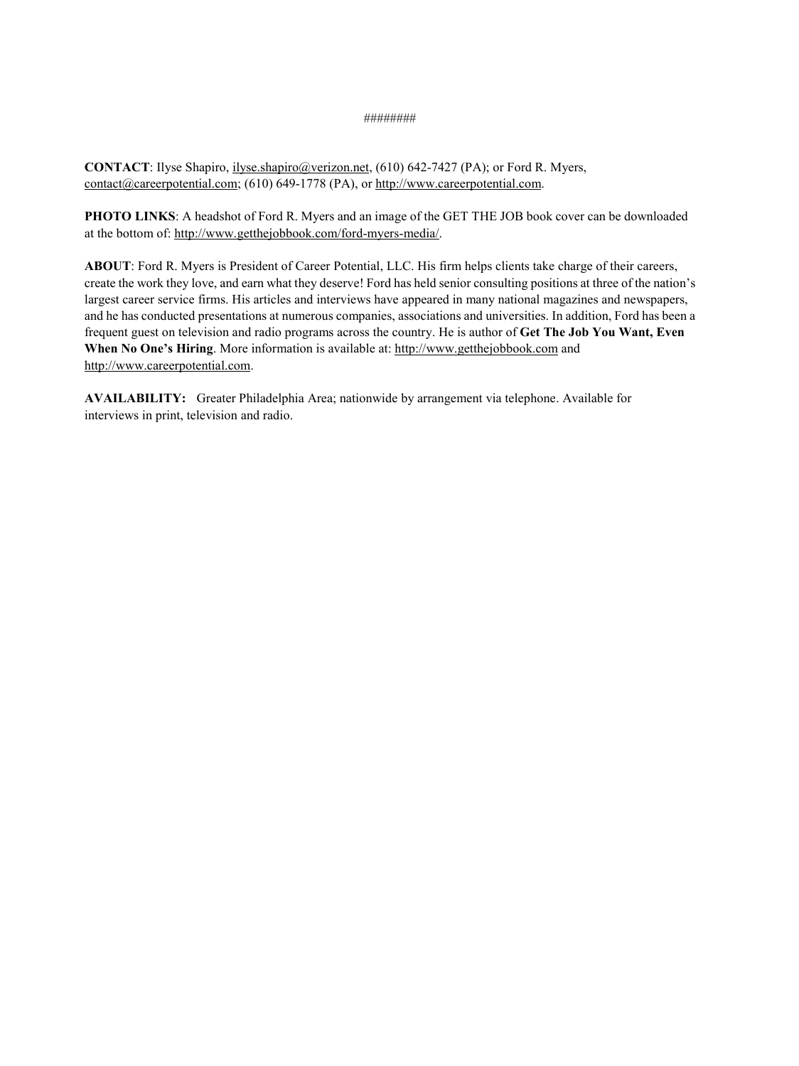########

**CONTACT**: Ilyse Shapiro, ilyse.shapiro@verizon.net, (610) 642-7427 (PA); or Ford R. Myers, contact@careerpotential.com; (610) 649-1778 (PA), or http://www.careerpotential.com.

**PHOTO LINKS**: A headshot of Ford R. Myers and an image of the GET THE JOB book cover can be downloaded at the bottom of: http://www.getthejobbook.com/ford-myers-media/.

**ABOUT**: Ford R. Myers is President of Career Potential, LLC. His firm helps clients take charge of their careers, create the work they love, and earn what they deserve! Ford has held senior consulting positions at three of the nation's largest career service firms. His articles and interviews have appeared in many national magazines and newspapers, and he has conducted presentations at numerous companies, associations and universities. In addition, Ford has been a frequent guest on television and radio programs across the country. He is author of **Get The Job You Want, Even When No One's Hiring**. More information is available at: http://www.getthejobbook.com and http://www.careerpotential.com.

**AVAILABILITY:** Greater Philadelphia Area; nationwide by arrangement via telephone. Available for interviews in print, television and radio.